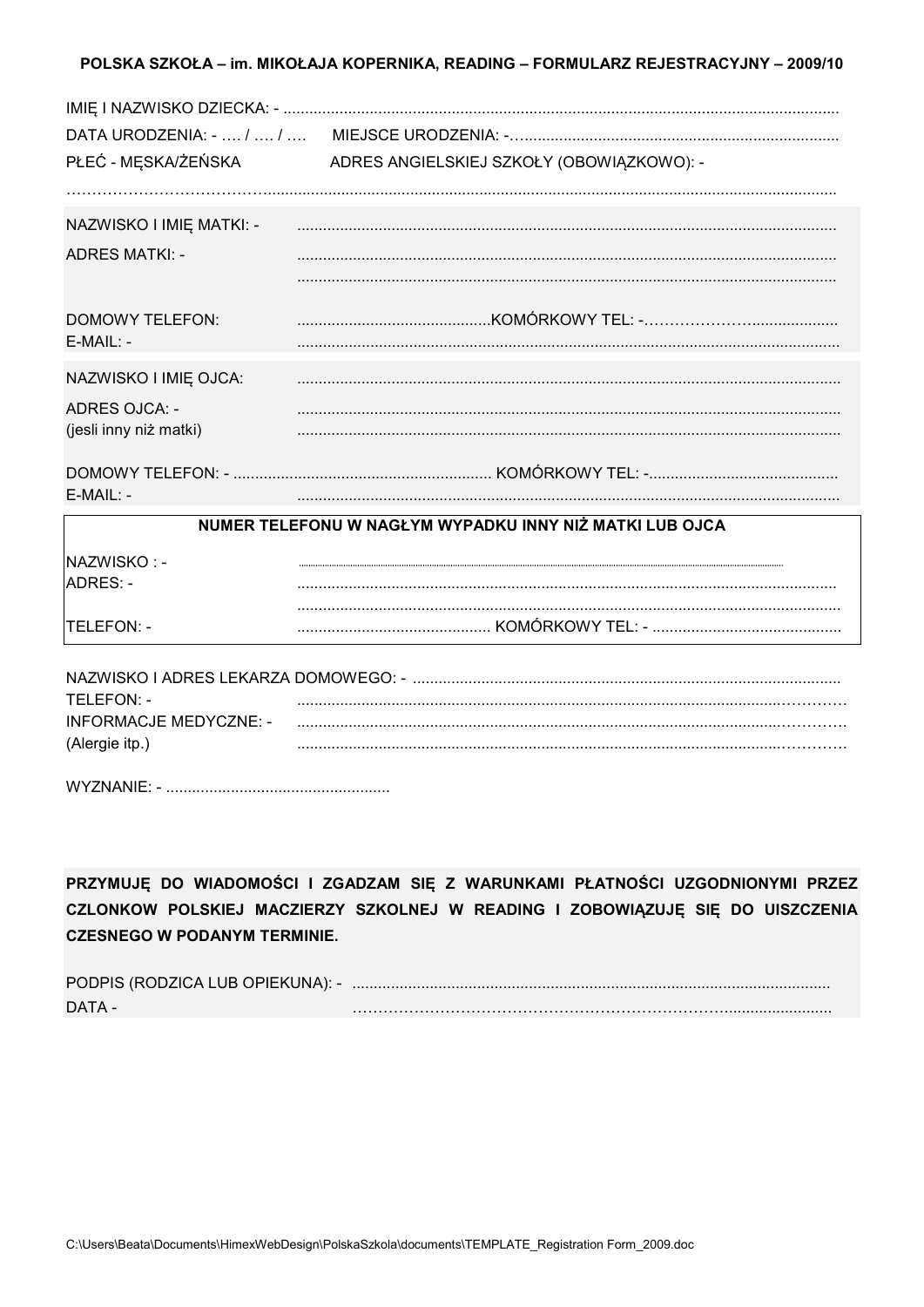**POLSKA SZKOŁA – im. MIKOŁAJA KOPERNIKA, READING – FORMULARZ REJESTRACYJNY – 2009/10**

IMIĘ I NAZWISKO DZIECKA: - ..........................................................................................................................

DATA URODZENIA: - …. / …. / …. MIEJSCE URODZENIA: -.........................................................................

PŁEĆ - MĘSKA/ŻEŃSKA ADRES ANGIELSKIEJ SZKOŁY (OBOWIĄZKOWO): -

……………………………….................................................................................................................................

NAZWISKO I IMIĘ MATKI: - ............................................................................................................................

ADRES MATKI: - ............................................................................................................................

............................................................................................................................

DOMOWY TELEFON: ............................................KOMÓRKOWY TEL: -…………………....................

E-MAIL: - ............................................................................................................................

NAZWISKO I IMIĘ OJCA: ............................................................................................................................

ADRES OJCA: - ............................................................................................................................

(jesli inny niż matki) ............................................................................................................................

DOMOWY TELEFON: - ........................................................... KOMÓRKOWY TEL: -...........................................

E-MAIL: - ............................................................................................................................

**NUMER TELEFONU W NAGŁYM WYPADKU INNY NIŻ MATKI LUB OJCA**

NAZWISKO : - ............................................................................................................................

ADRES: - ............................................................................................................................

............................................................................................................................

TELEFON: - ............................................ KOMÓRKOWY TEL: - ............................................

NAZWISKO I ADRES LEKARZA DOMOWEGO: - ...................................................................................................

TELEFON: - ............................................................................................................................

INFORMACJE MEDYCZNE: - ............................................................................................................................

(Alergie itp.) ............................................................................................................................

WYZNANIE: - ....................................................

**PRZYJMUJĘ DO WIADOMOŚCI I ZGADZAM SIĘ Z WARUNKAMI PŁATNOŚCI UZGODNIONYMI PRZEZ CZLONKOW POLSKIEJ MACZIERZY SZKOLNEJ W READING I ZOBOWIĄZUJĘ SIĘ DO UISZCZENIA CZESNEGO W PODANYM TERMINIE.**

PODPIS (RODZICA LUB OPIEKUNA): - ..........................................................................................................

DATA - ……………………………………………………………………........................

C:\Users\Beata\Documents\HimexWebDesign\PolskaSzkola\documents\TEMPLATE_Registration Form_2009.doc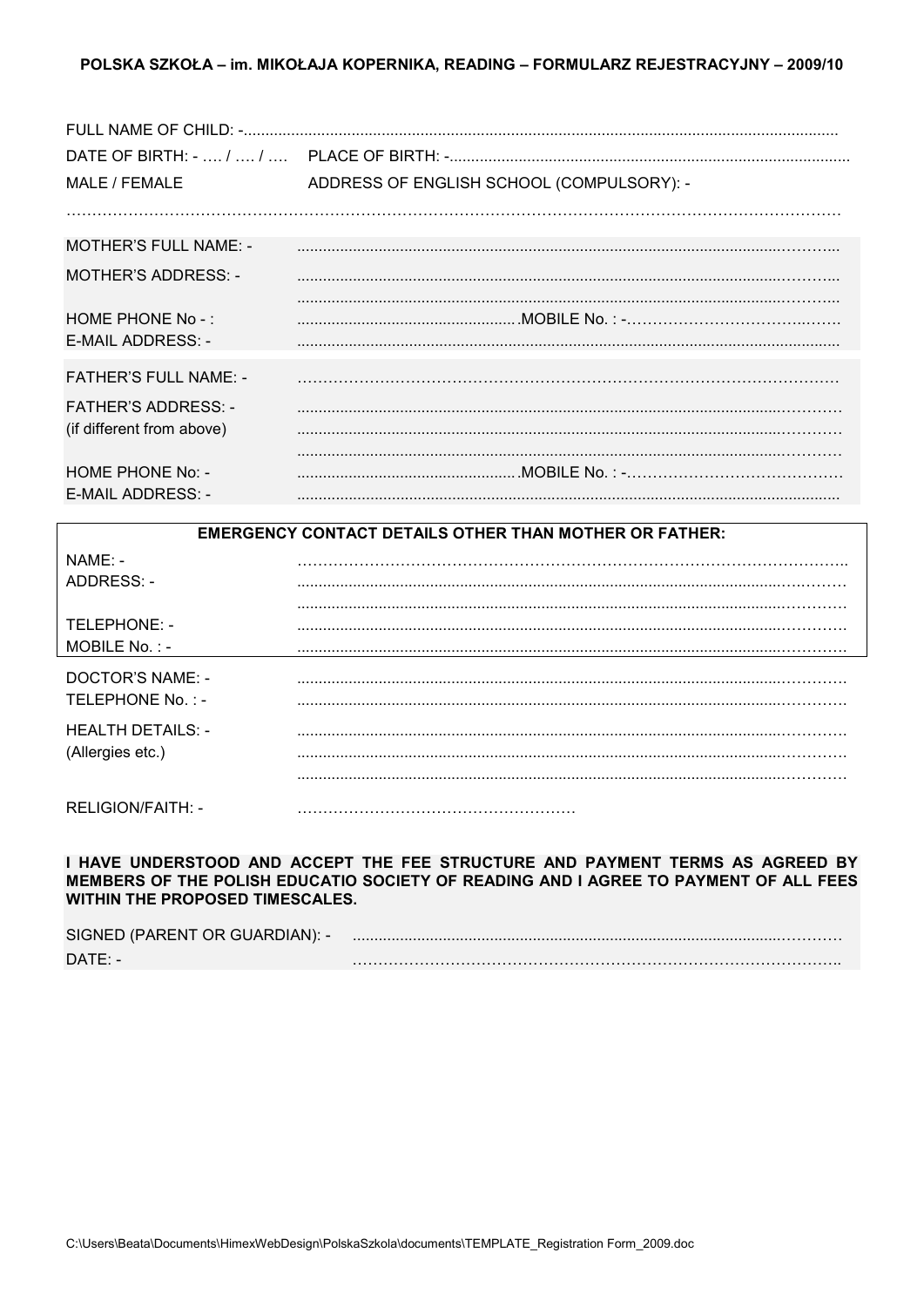**POLSKA SZKOŁA – im. MIKOŁAJA KOPERNIKA, READING – FORMULARZ REJESTRACYJNY – 2009/10**

FULL NAME OF CHILD: -..........................................................................................................................................

DATE OF BIRTH: - …. / …. / ….   PLACE OF BIRTH: -............................................................................................

MALE / FEMALE   ADDRESS OF ENGLISH SCHOOL (COMPULSORY): -

………………………………………………………………………………………………………………………………

| | |
|---|---|
| MOTHER'S FULL NAME: - | ............................................................................................................ |
| MOTHER'S ADDRESS: - | ............................................................................................................ |
| | ............................................................................................................ |
| HOME PHONE No - : | ...................................................MOBILE No. : -………………………………… |
| E-MAIL ADDRESS: - | ............................................................................................................ |

| | |
|---|---|
| FATHER'S FULL NAME: - | ………………………………………………………………………………………… |
| FATHER'S ADDRESS: - | ............................................................................................................ |
| (if different from above) | ............................................................................................................ |
| | ............................................................................................................ |
| HOME PHONE No: - | ...................................................MOBILE No. : -…………………………………… |
| E-MAIL ADDRESS: - | ............................................................................................................ |

**EMERGENCY CONTACT DETAILS OTHER THAN MOTHER OR FATHER:**

| | |
|---|---|
| NAME: - | ………………………………………………………………………………………… |
| ADDRESS: - | ............................................................................................................ |
| | ............................................................................................................ |
| TELEPHONE: - | ............................................................................................................ |
| MOBILE No. : - | ............................................................................................................ |

| | |
|---|---|
| DOCTOR'S NAME: - | ............................................................................................................ |
| TELEPHONE No. : - | ............................................................................................................ |
| HEALTH DETAILS: - | ............................................................................................................ |
| (Allergies etc.) | ............................................................................................................ |
| | ............................................................................................................ |
| RELIGION/FAITH: - | …………………………………………… |

**I HAVE UNDERSTOOD AND ACCEPT THE FEE STRUCTURE AND PAYMENT TERMS AS AGREED BY MEMBERS OF THE POLISH EDUCATIO SOCIETY OF READING AND I AGREE TO PAYMENT OF ALL FEES WITHIN THE PROPOSED TIMESCALES.**

SIGNED (PARENT OR GUARDIAN): - ............................................................................................................

DATE: - ………………………………………………………………………………

C:\Users\Beata\Documents\HimexWebDesign\PolskaSzkola\documents\TEMPLATE_Registration Form_2009.doc